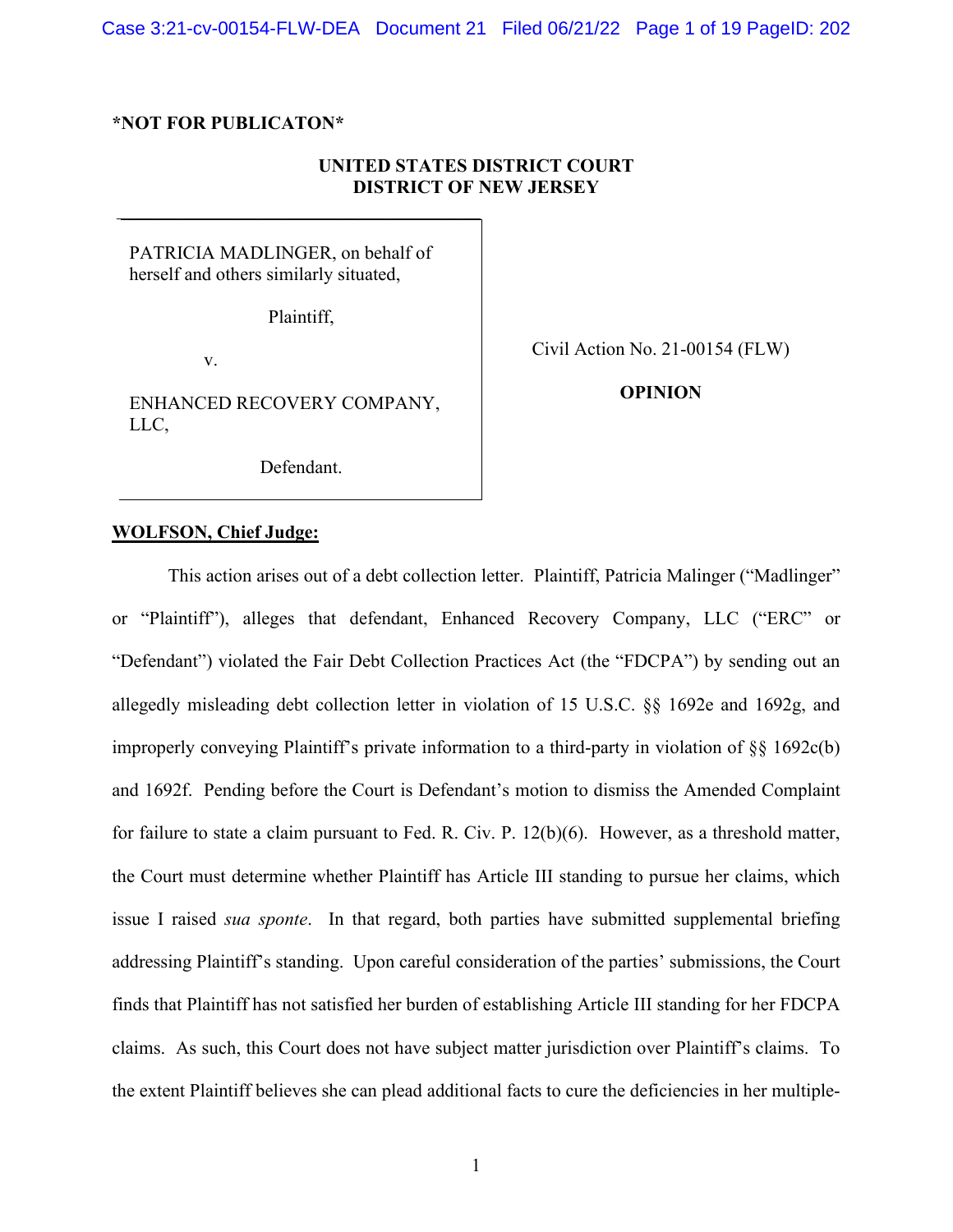**\*NOT FOR PUBLICATON\***

**UNITED STATES DISTRICT COURT**
**DISTRICT OF NEW JERSEY**

| | |
|---|---|
| PATRICIA MADLINGER, on behalf of herself and others similarly situated,<br><br>Plaintiff,<br><br>v.<br><br>ENHANCED RECOVERY COMPANY, LLC,<br><br>Defendant. | Civil Action No. 21-00154 (FLW)<br><br>**OPINION** |

**WOLFSON, Chief Judge:**

This action arises out of a debt collection letter. Plaintiff, Patricia Malinger ("Madlinger" or "Plaintiff"), alleges that defendant, Enhanced Recovery Company, LLC ("ERC" or "Defendant") violated the Fair Debt Collection Practices Act (the "FDCPA") by sending out an allegedly misleading debt collection letter in violation of 15 U.S.C. §§ 1692e and 1692g, and improperly conveying Plaintiff's private information to a third-party in violation of §§ 1692c(b) and 1692f. Pending before the Court is Defendant's motion to dismiss the Amended Complaint for failure to state a claim pursuant to Fed. R. Civ. P. 12(b)(6). However, as a threshold matter, the Court must determine whether Plaintiff has Article III standing to pursue her claims, which issue I raised *sua sponte*. In that regard, both parties have submitted supplemental briefing addressing Plaintiff's standing. Upon careful consideration of the parties' submissions, the Court finds that Plaintiff has not satisfied her burden of establishing Article III standing for her FDCPA claims. As such, this Court does not have subject matter jurisdiction over Plaintiff's claims. To the extent Plaintiff believes she can plead additional facts to cure the deficiencies in her multiple-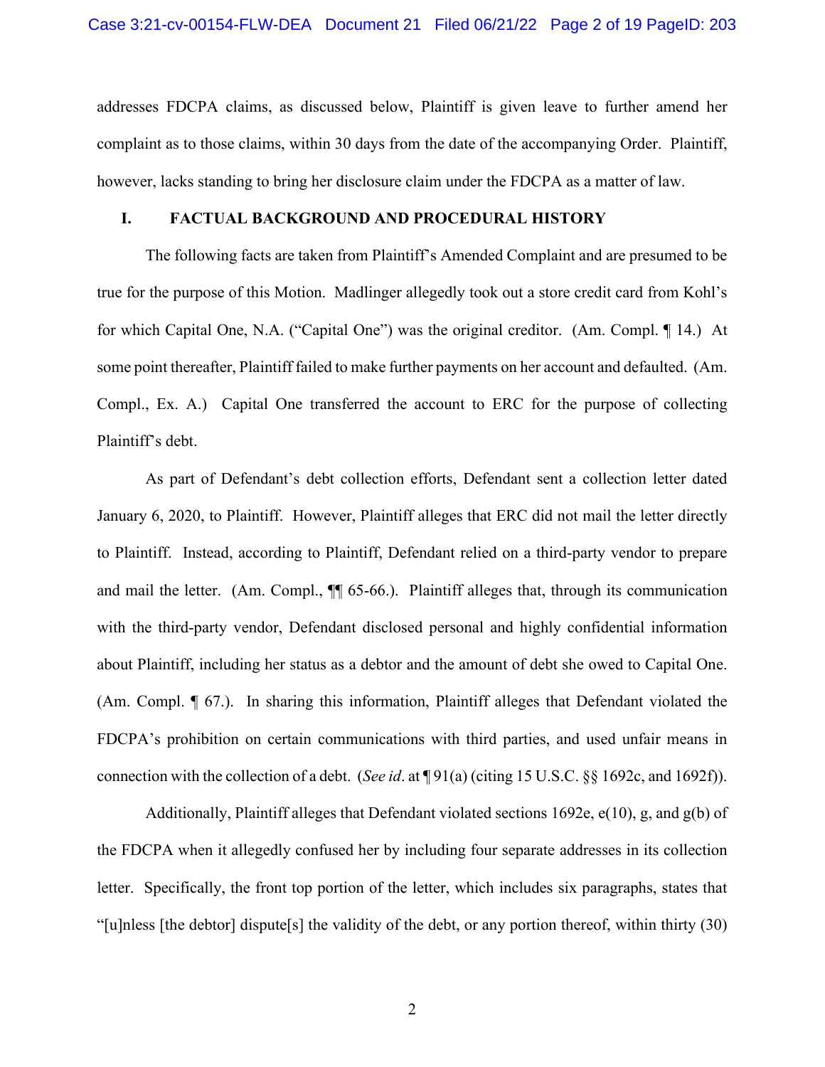addresses FDCPA claims, as discussed below, Plaintiff is given leave to further amend her complaint as to those claims, within 30 days from the date of the accompanying Order. Plaintiff, however, lacks standing to bring her disclosure claim under the FDCPA as a matter of law.

## I. FACTUAL BACKGROUND AND PROCEDURAL HISTORY

The following facts are taken from Plaintiff's Amended Complaint and are presumed to be true for the purpose of this Motion. Madlinger allegedly took out a store credit card from Kohl's for which Capital One, N.A. ("Capital One") was the original creditor. (Am. Compl. ¶ 14.) At some point thereafter, Plaintiff failed to make further payments on her account and defaulted. (Am. Compl., Ex. A.) Capital One transferred the account to ERC for the purpose of collecting Plaintiff's debt.

As part of Defendant's debt collection efforts, Defendant sent a collection letter dated January 6, 2020, to Plaintiff. However, Plaintiff alleges that ERC did not mail the letter directly to Plaintiff. Instead, according to Plaintiff, Defendant relied on a third-party vendor to prepare and mail the letter. (Am. Compl., ¶¶ 65-66.). Plaintiff alleges that, through its communication with the third-party vendor, Defendant disclosed personal and highly confidential information about Plaintiff, including her status as a debtor and the amount of debt she owed to Capital One. (Am. Compl. ¶ 67.). In sharing this information, Plaintiff alleges that Defendant violated the FDCPA's prohibition on certain communications with third parties, and used unfair means in connection with the collection of a debt. (*See id*. at ¶ 91(a) (citing 15 U.S.C. §§ 1692c, and 1692f)).

Additionally, Plaintiff alleges that Defendant violated sections 1692e, e(10), g, and g(b) of the FDCPA when it allegedly confused her by including four separate addresses in its collection letter. Specifically, the front top portion of the letter, which includes six paragraphs, states that "[u]nless [the debtor] dispute[s] the validity of the debt, or any portion thereof, within thirty (30)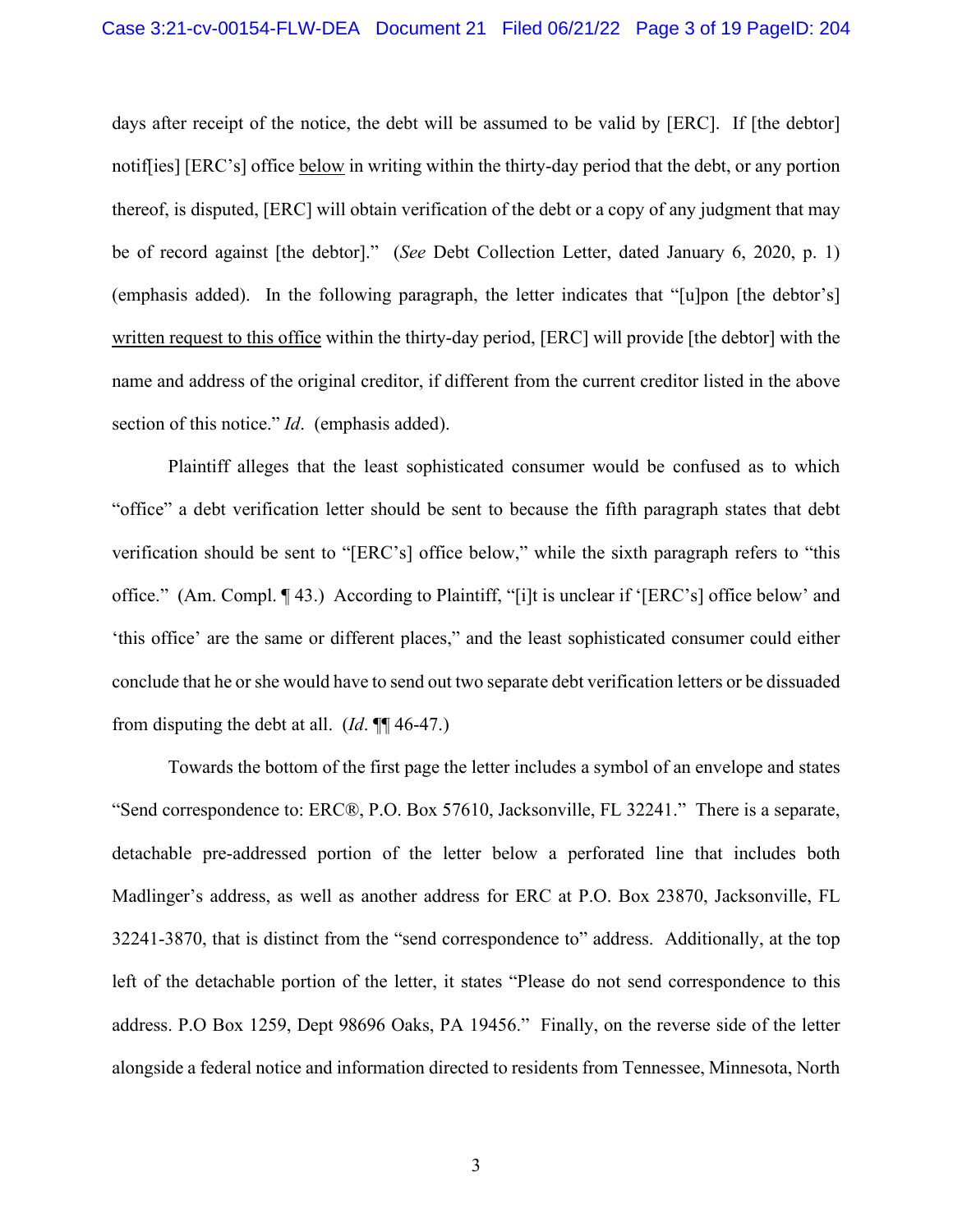days after receipt of the notice, the debt will be assumed to be valid by [ERC]. If [the debtor] notif[ies] [ERC's] office <u>below</u> in writing within the thirty-day period that the debt, or any portion thereof, is disputed, [ERC] will obtain verification of the debt or a copy of any judgment that may be of record against [the debtor]." (*See* Debt Collection Letter, dated January 6, 2020, p. 1) (emphasis added). In the following paragraph, the letter indicates that "[u]pon [the debtor's] <u>written request to this office</u> within the thirty-day period, [ERC] will provide [the debtor] with the name and address of the original creditor, if different from the current creditor listed in the above section of this notice." *Id*. (emphasis added).

Plaintiff alleges that the least sophisticated consumer would be confused as to which "office" a debt verification letter should be sent to because the fifth paragraph states that debt verification should be sent to "[ERC's] office below," while the sixth paragraph refers to "this office." (Am. Compl. ¶ 43.) According to Plaintiff, "[i]t is unclear if '[ERC's] office below' and 'this office' are the same or different places," and the least sophisticated consumer could either conclude that he or she would have to send out two separate debt verification letters or be dissuaded from disputing the debt at all. (*Id*. ¶¶ 46-47.)

Towards the bottom of the first page the letter includes a symbol of an envelope and states "Send correspondence to: ERC®, P.O. Box 57610, Jacksonville, FL 32241." There is a separate, detachable pre-addressed portion of the letter below a perforated line that includes both Madlinger's address, as well as another address for ERC at P.O. Box 23870, Jacksonville, FL 32241-3870, that is distinct from the "send correspondence to" address. Additionally, at the top left of the detachable portion of the letter, it states "Please do not send correspondence to this address. P.O Box 1259, Dept 98696 Oaks, PA 19456." Finally, on the reverse side of the letter alongside a federal notice and information directed to residents from Tennessee, Minnesota, North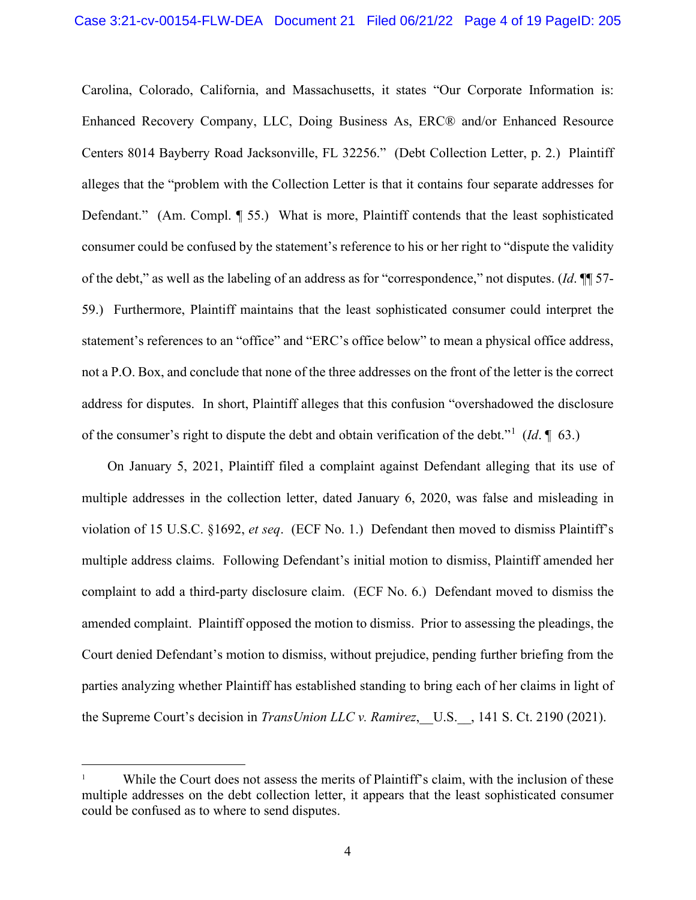Carolina, Colorado, California, and Massachusetts, it states "Our Corporate Information is: Enhanced Recovery Company, LLC, Doing Business As, ERC® and/or Enhanced Resource Centers 8014 Bayberry Road Jacksonville, FL 32256." (Debt Collection Letter, p. 2.) Plaintiff alleges that the "problem with the Collection Letter is that it contains four separate addresses for Defendant." (Am. Compl. ¶ 55.) What is more, Plaintiff contends that the least sophisticated consumer could be confused by the statement's reference to his or her right to "dispute the validity of the debt," as well as the labeling of an address as for "correspondence," not disputes. (*Id*. ¶¶ 57-59.) Furthermore, Plaintiff maintains that the least sophisticated consumer could interpret the statement's references to an "office" and "ERC's office below" to mean a physical office address, not a P.O. Box, and conclude that none of the three addresses on the front of the letter is the correct address for disputes. In short, Plaintiff alleges that this confusion "overshadowed the disclosure of the consumer's right to dispute the debt and obtain verification of the debt."[1] (*Id*. ¶ 63.)

On January 5, 2021, Plaintiff filed a complaint against Defendant alleging that its use of multiple addresses in the collection letter, dated January 6, 2020, was false and misleading in violation of 15 U.S.C. §1692, *et seq*. (ECF No. 1.) Defendant then moved to dismiss Plaintiff's multiple address claims. Following Defendant's initial motion to dismiss, Plaintiff amended her complaint to add a third-party disclosure claim. (ECF No. 6.) Defendant moved to dismiss the amended complaint. Plaintiff opposed the motion to dismiss. Prior to assessing the pleadings, the Court denied Defendant's motion to dismiss, without prejudice, pending further briefing from the parties analyzing whether Plaintiff has established standing to bring each of her claims in light of the Supreme Court's decision in *TransUnion LLC v. Ramirez*,\_\_U.S.\_\_, 141 S. Ct. 2190 (2021).

---

[1] While the Court does not assess the merits of Plaintiff's claim, with the inclusion of these multiple addresses on the debt collection letter, it appears that the least sophisticated consumer could be confused as to where to send disputes.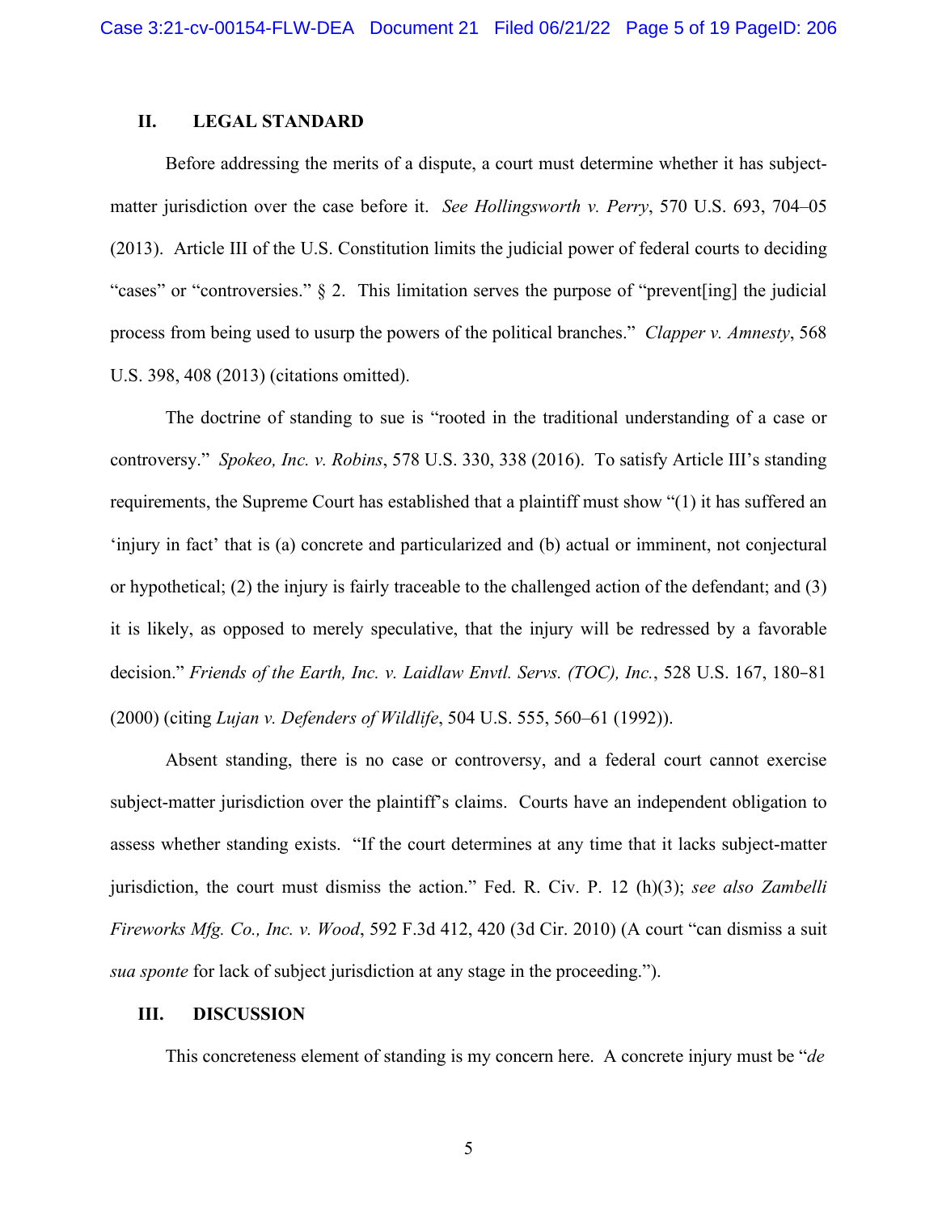## II. LEGAL STANDARD

Before addressing the merits of a dispute, a court must determine whether it has subject-matter jurisdiction over the case before it. *See Hollingsworth v. Perry*, 570 U.S. 693, 704–05 (2013). Article III of the U.S. Constitution limits the judicial power of federal courts to deciding "cases" or "controversies." § 2. This limitation serves the purpose of "prevent[ing] the judicial process from being used to usurp the powers of the political branches." *Clapper v. Amnesty*, 568 U.S. 398, 408 (2013) (citations omitted).

The doctrine of standing to sue is "rooted in the traditional understanding of a case or controversy." *Spokeo, Inc. v. Robins*, 578 U.S. 330, 338 (2016). To satisfy Article III's standing requirements, the Supreme Court has established that a plaintiff must show "(1) it has suffered an 'injury in fact' that is (a) concrete and particularized and (b) actual or imminent, not conjectural or hypothetical; (2) the injury is fairly traceable to the challenged action of the defendant; and (3) it is likely, as opposed to merely speculative, that the injury will be redressed by a favorable decision." *Friends of the Earth, Inc. v. Laidlaw Envtl. Servs. (TOC), Inc.*, 528 U.S. 167, 180–81 (2000) (citing *Lujan v. Defenders of Wildlife*, 504 U.S. 555, 560–61 (1992)).

Absent standing, there is no case or controversy, and a federal court cannot exercise subject-matter jurisdiction over the plaintiff's claims. Courts have an independent obligation to assess whether standing exists. "If the court determines at any time that it lacks subject-matter jurisdiction, the court must dismiss the action." Fed. R. Civ. P. 12 (h)(3); *see also Zambelli Fireworks Mfg. Co., Inc. v. Wood*, 592 F.3d 412, 420 (3d Cir. 2010) (A court "can dismiss a suit *sua sponte* for lack of subject jurisdiction at any stage in the proceeding.").

## III. DISCUSSION

This concreteness element of standing is my concern here. A concrete injury must be "*de*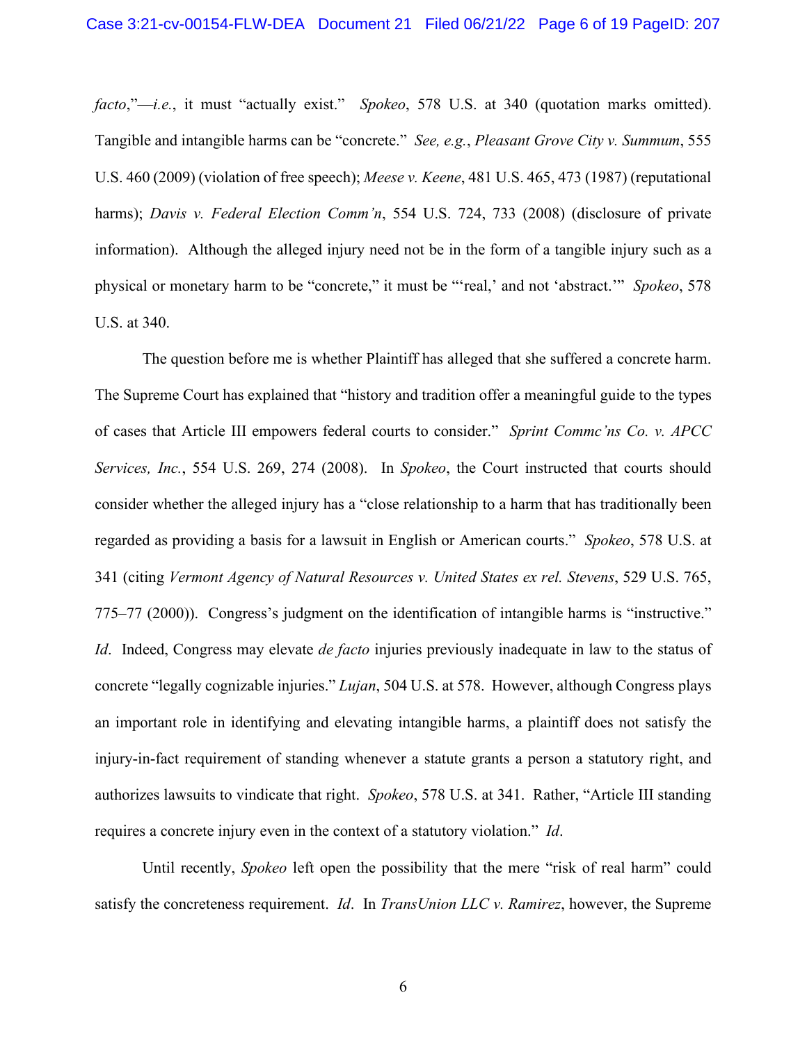*facto*,"—*i.e.*, it must "actually exist." *Spokeo*, 578 U.S. at 340 (quotation marks omitted). Tangible and intangible harms can be "concrete." *See, e.g.*, *Pleasant Grove City v. Summum*, 555 U.S. 460 (2009) (violation of free speech); *Meese v. Keene*, 481 U.S. 465, 473 (1987) (reputational harms); *Davis v. Federal Election Comm'n*, 554 U.S. 724, 733 (2008) (disclosure of private information). Although the alleged injury need not be in the form of a tangible injury such as a physical or monetary harm to be "concrete," it must be "'real,' and not 'abstract.'" *Spokeo*, 578 U.S. at 340.

The question before me is whether Plaintiff has alleged that she suffered a concrete harm. The Supreme Court has explained that "history and tradition offer a meaningful guide to the types of cases that Article III empowers federal courts to consider." *Sprint Commc'ns Co. v. APCC Services, Inc.*, 554 U.S. 269, 274 (2008). In *Spokeo*, the Court instructed that courts should consider whether the alleged injury has a "close relationship to a harm that has traditionally been regarded as providing a basis for a lawsuit in English or American courts." *Spokeo*, 578 U.S. at 341 (citing *Vermont Agency of Natural Resources v. United States ex rel. Stevens*, 529 U.S. 765, 775–77 (2000)). Congress's judgment on the identification of intangible harms is "instructive." *Id*. Indeed, Congress may elevate *de facto* injuries previously inadequate in law to the status of concrete "legally cognizable injuries." *Lujan*, 504 U.S. at 578. However, although Congress plays an important role in identifying and elevating intangible harms, a plaintiff does not satisfy the injury-in-fact requirement of standing whenever a statute grants a person a statutory right, and authorizes lawsuits to vindicate that right. *Spokeo*, 578 U.S. at 341. Rather, "Article III standing requires a concrete injury even in the context of a statutory violation." *Id*.

Until recently, *Spokeo* left open the possibility that the mere "risk of real harm" could satisfy the concreteness requirement. *Id*. In *TransUnion LLC v. Ramirez*, however, the Supreme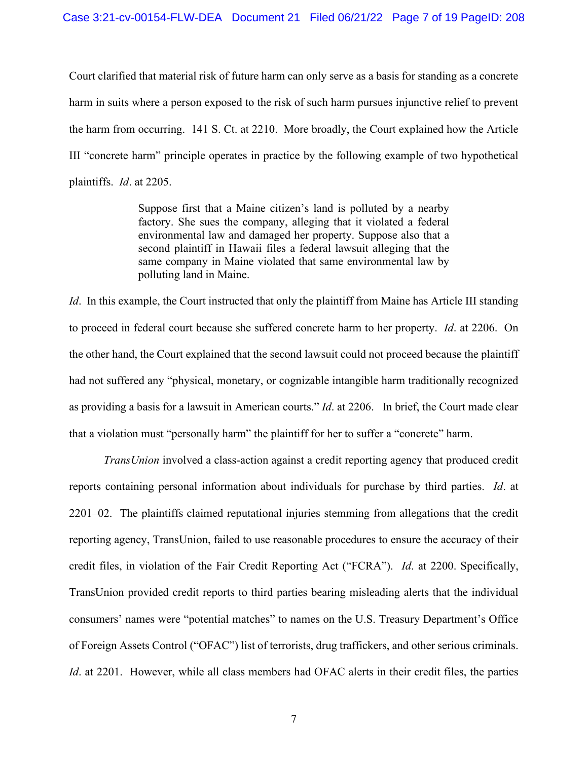Court clarified that material risk of future harm can only serve as a basis for standing as a concrete harm in suits where a person exposed to the risk of such harm pursues injunctive relief to prevent the harm from occurring. 141 S. Ct. at 2210. More broadly, the Court explained how the Article III "concrete harm" principle operates in practice by the following example of two hypothetical plaintiffs. *Id*. at 2205.

> Suppose first that a Maine citizen's land is polluted by a nearby factory. She sues the company, alleging that it violated a federal environmental law and damaged her property. Suppose also that a second plaintiff in Hawaii files a federal lawsuit alleging that the same company in Maine violated that same environmental law by polluting land in Maine.

*Id*. In this example, the Court instructed that only the plaintiff from Maine has Article III standing to proceed in federal court because she suffered concrete harm to her property. *Id*. at 2206. On the other hand, the Court explained that the second lawsuit could not proceed because the plaintiff had not suffered any "physical, monetary, or cognizable intangible harm traditionally recognized as providing a basis for a lawsuit in American courts." *Id*. at 2206. In brief, the Court made clear that a violation must "personally harm" the plaintiff for her to suffer a "concrete" harm.

*TransUnion* involved a class-action against a credit reporting agency that produced credit reports containing personal information about individuals for purchase by third parties. *Id*. at 2201–02. The plaintiffs claimed reputational injuries stemming from allegations that the credit reporting agency, TransUnion, failed to use reasonable procedures to ensure the accuracy of their credit files, in violation of the Fair Credit Reporting Act ("FCRA"). *Id*. at 2200. Specifically, TransUnion provided credit reports to third parties bearing misleading alerts that the individual consumers' names were "potential matches" to names on the U.S. Treasury Department's Office of Foreign Assets Control ("OFAC") list of terrorists, drug traffickers, and other serious criminals. *Id*. at 2201. However, while all class members had OFAC alerts in their credit files, the parties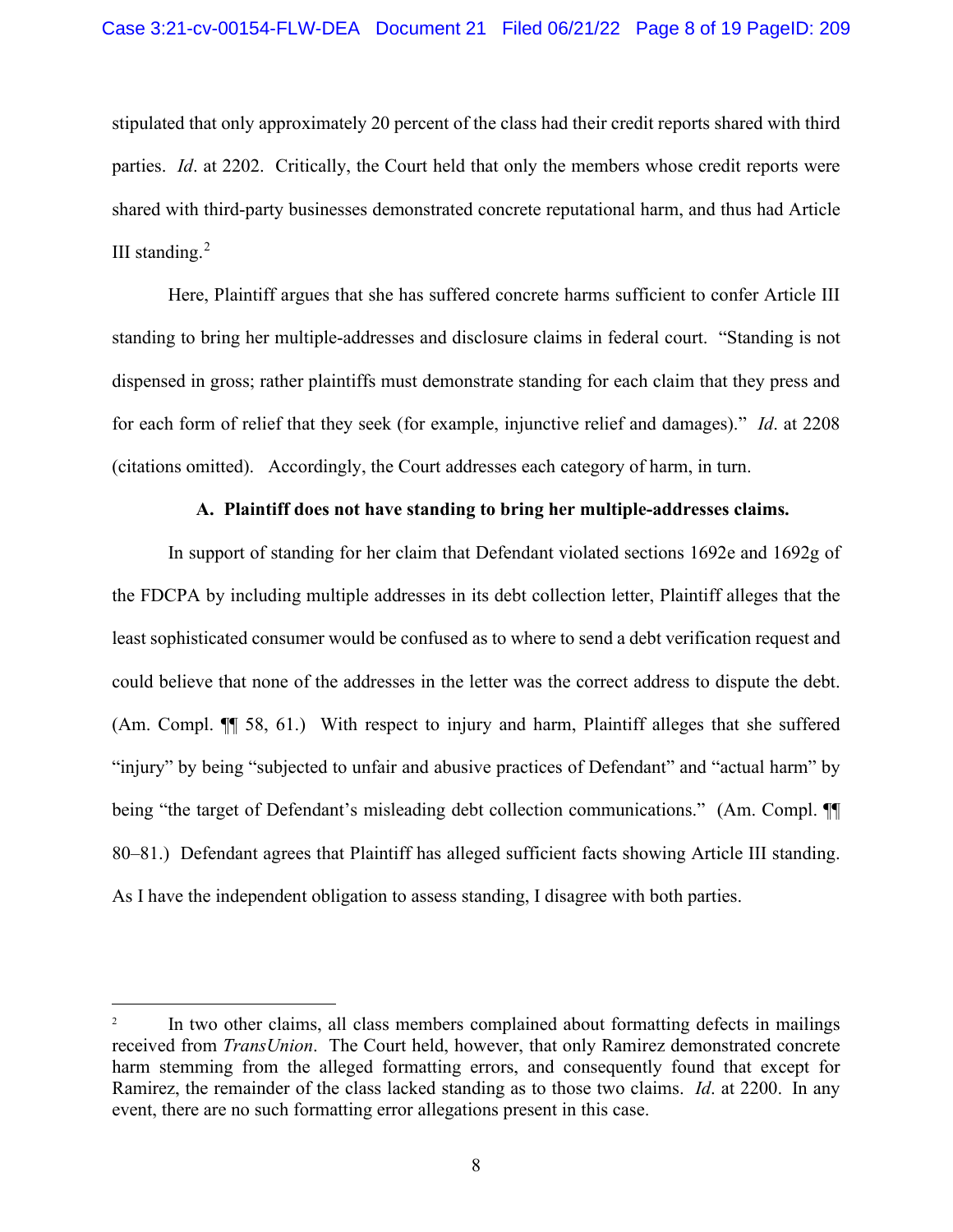stipulated that only approximately 20 percent of the class had their credit reports shared with third parties. *Id*. at 2202. Critically, the Court held that only the members whose credit reports were shared with third-party businesses demonstrated concrete reputational harm, and thus had Article III standing.[2]

Here, Plaintiff argues that she has suffered concrete harms sufficient to confer Article III standing to bring her multiple-addresses and disclosure claims in federal court. "Standing is not dispensed in gross; rather plaintiffs must demonstrate standing for each claim that they press and for each form of relief that they seek (for example, injunctive relief and damages)." *Id*. at 2208 (citations omitted). Accordingly, the Court addresses each category of harm, in turn.

**A. Plaintiff does not have standing to bring her multiple-addresses claims.**

In support of standing for her claim that Defendant violated sections 1692e and 1692g of the FDCPA by including multiple addresses in its debt collection letter, Plaintiff alleges that the least sophisticated consumer would be confused as to where to send a debt verification request and could believe that none of the addresses in the letter was the correct address to dispute the debt. (Am. Compl. ¶¶ 58, 61.) With respect to injury and harm, Plaintiff alleges that she suffered "injury" by being "subjected to unfair and abusive practices of Defendant" and "actual harm" by being "the target of Defendant's misleading debt collection communications." (Am. Compl. ¶¶ 80–81.) Defendant agrees that Plaintiff has alleged sufficient facts showing Article III standing. As I have the independent obligation to assess standing, I disagree with both parties.

---

[2] In two other claims, all class members complained about formatting defects in mailings received from *TransUnion*. The Court held, however, that only Ramirez demonstrated concrete harm stemming from the alleged formatting errors, and consequently found that except for Ramirez, the remainder of the class lacked standing as to those two claims. *Id*. at 2200. In any event, there are no such formatting error allegations present in this case.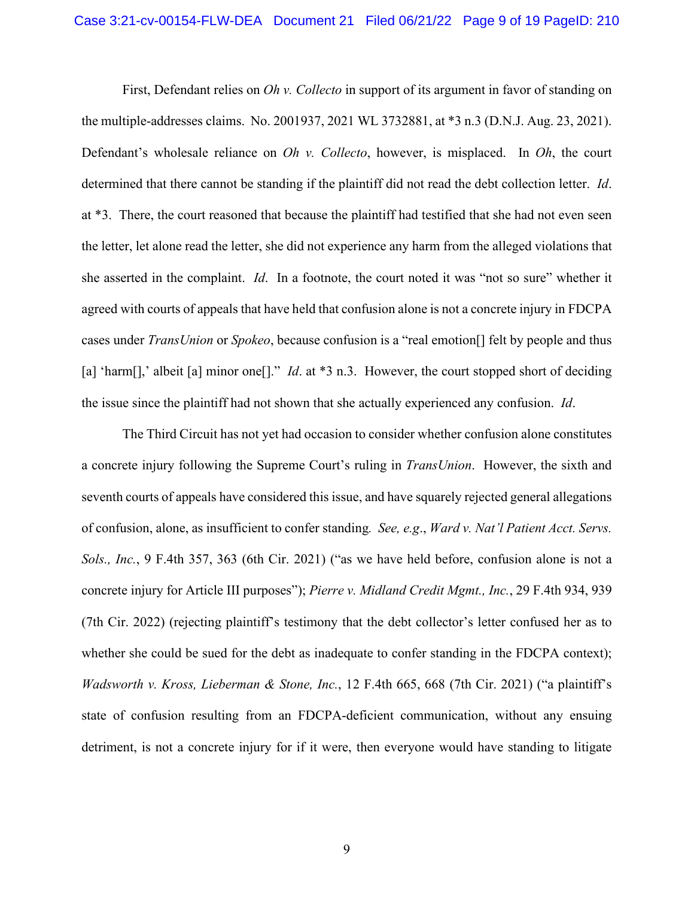First, Defendant relies on *Oh v. Collecto* in support of its argument in favor of standing on the multiple-addresses claims. No. 2001937, 2021 WL 3732881, at *3 n.3 (D.N.J. Aug. 23, 2021). Defendant's wholesale reliance on *Oh v. Collecto*, however, is misplaced. In *Oh*, the court determined that there cannot be standing if the plaintiff did not read the debt collection letter. *Id*. at *3. There, the court reasoned that because the plaintiff had testified that she had not even seen the letter, let alone read the letter, she did not experience any harm from the alleged violations that she asserted in the complaint. *Id*. In a footnote, the court noted it was "not so sure" whether it agreed with courts of appeals that have held that confusion alone is not a concrete injury in FDCPA cases under *TransUnion* or *Spokeo*, because confusion is a "real emotion[] felt by people and thus [a] 'harm[],' albeit [a] minor one[]." *Id*. at *3 n.3. However, the court stopped short of deciding the issue since the plaintiff had not shown that she actually experienced any confusion. *Id*.

The Third Circuit has not yet had occasion to consider whether confusion alone constitutes a concrete injury following the Supreme Court's ruling in *TransUnion*. However, the sixth and seventh courts of appeals have considered this issue, and have squarely rejected general allegations of confusion, alone, as insufficient to confer standing. *See, e.g*., *Ward v. Nat'l Patient Acct. Servs. Sols., Inc.*, 9 F.4th 357, 363 (6th Cir. 2021) ("as we have held before, confusion alone is not a concrete injury for Article III purposes"); *Pierre v. Midland Credit Mgmt., Inc.*, 29 F.4th 934, 939 (7th Cir. 2022) (rejecting plaintiff's testimony that the debt collector's letter confused her as to whether she could be sued for the debt as inadequate to confer standing in the FDCPA context); *Wadsworth v. Kross, Lieberman & Stone, Inc.*, 12 F.4th 665, 668 (7th Cir. 2021) ("a plaintiff's state of confusion resulting from an FDCPA-deficient communication, without any ensuing detriment, is not a concrete injury for if it were, then everyone would have standing to litigate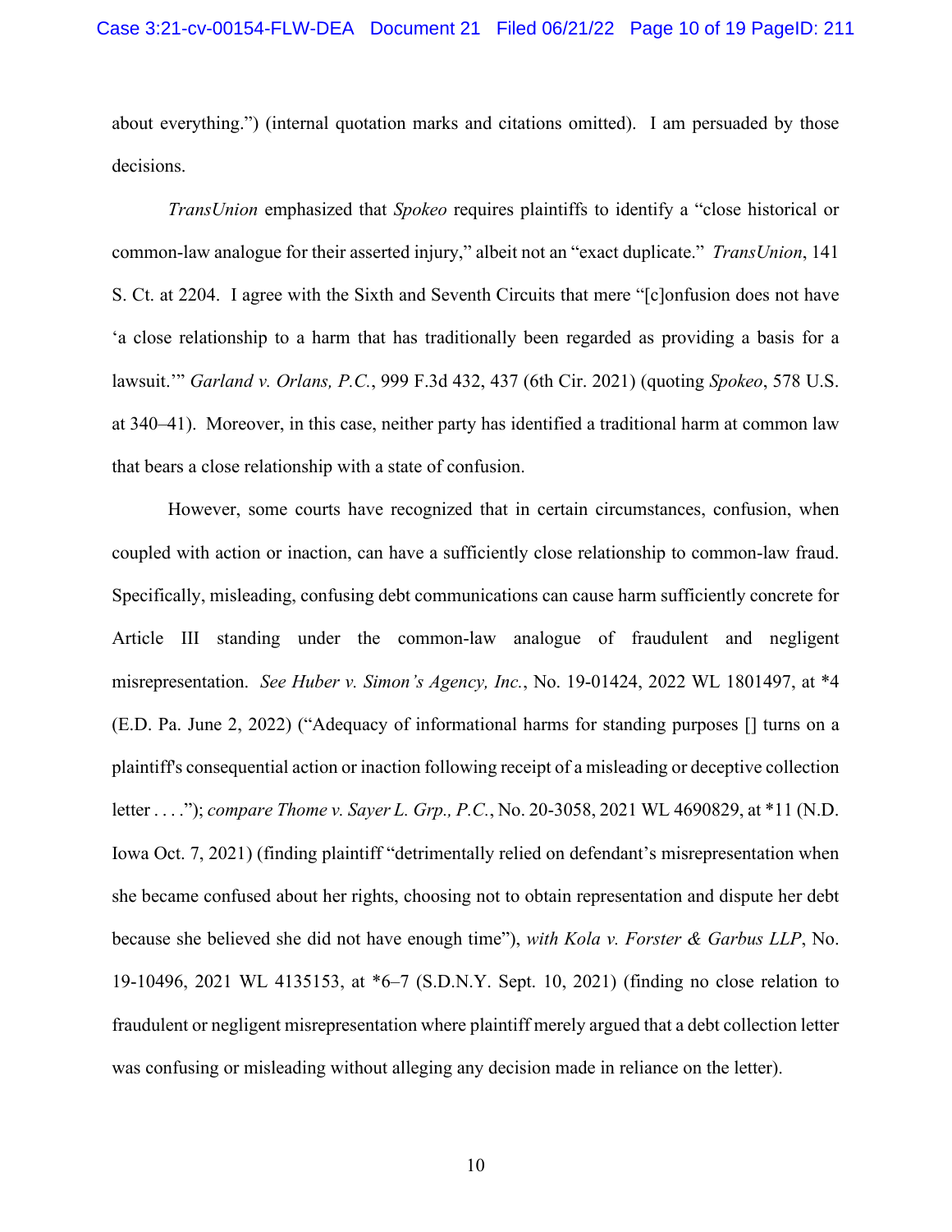about everything.") (internal quotation marks and citations omitted). I am persuaded by those decisions.

*TransUnion* emphasized that *Spokeo* requires plaintiffs to identify a "close historical or common-law analogue for their asserted injury," albeit not an "exact duplicate." *TransUnion*, 141 S. Ct. at 2204. I agree with the Sixth and Seventh Circuits that mere "[c]onfusion does not have 'a close relationship to a harm that has traditionally been regarded as providing a basis for a lawsuit.'" *Garland v. Orlans, P.C.*, 999 F.3d 432, 437 (6th Cir. 2021) (quoting *Spokeo*, 578 U.S. at 340–41). Moreover, in this case, neither party has identified a traditional harm at common law that bears a close relationship with a state of confusion.

However, some courts have recognized that in certain circumstances, confusion, when coupled with action or inaction, can have a sufficiently close relationship to common-law fraud. Specifically, misleading, confusing debt communications can cause harm sufficiently concrete for Article III standing under the common-law analogue of fraudulent and negligent misrepresentation. *See Huber v. Simon's Agency, Inc.*, No. 19-01424, 2022 WL 1801497, at *4 (E.D. Pa. June 2, 2022) ("Adequacy of informational harms for standing purposes [] turns on a plaintiff's consequential action or inaction following receipt of a misleading or deceptive collection letter . . . ."); *compare Thome v. Sayer L. Grp., P.C.*, No. 20-3058, 2021 WL 4690829, at *11 (N.D. Iowa Oct. 7, 2021) (finding plaintiff "detrimentally relied on defendant's misrepresentation when she became confused about her rights, choosing not to obtain representation and dispute her debt because she believed she did not have enough time"), *with Kola v. Forster & Garbus LLP*, No. 19-10496, 2021 WL 4135153, at *6–7 (S.D.N.Y. Sept. 10, 2021) (finding no close relation to fraudulent or negligent misrepresentation where plaintiff merely argued that a debt collection letter was confusing or misleading without alleging any decision made in reliance on the letter).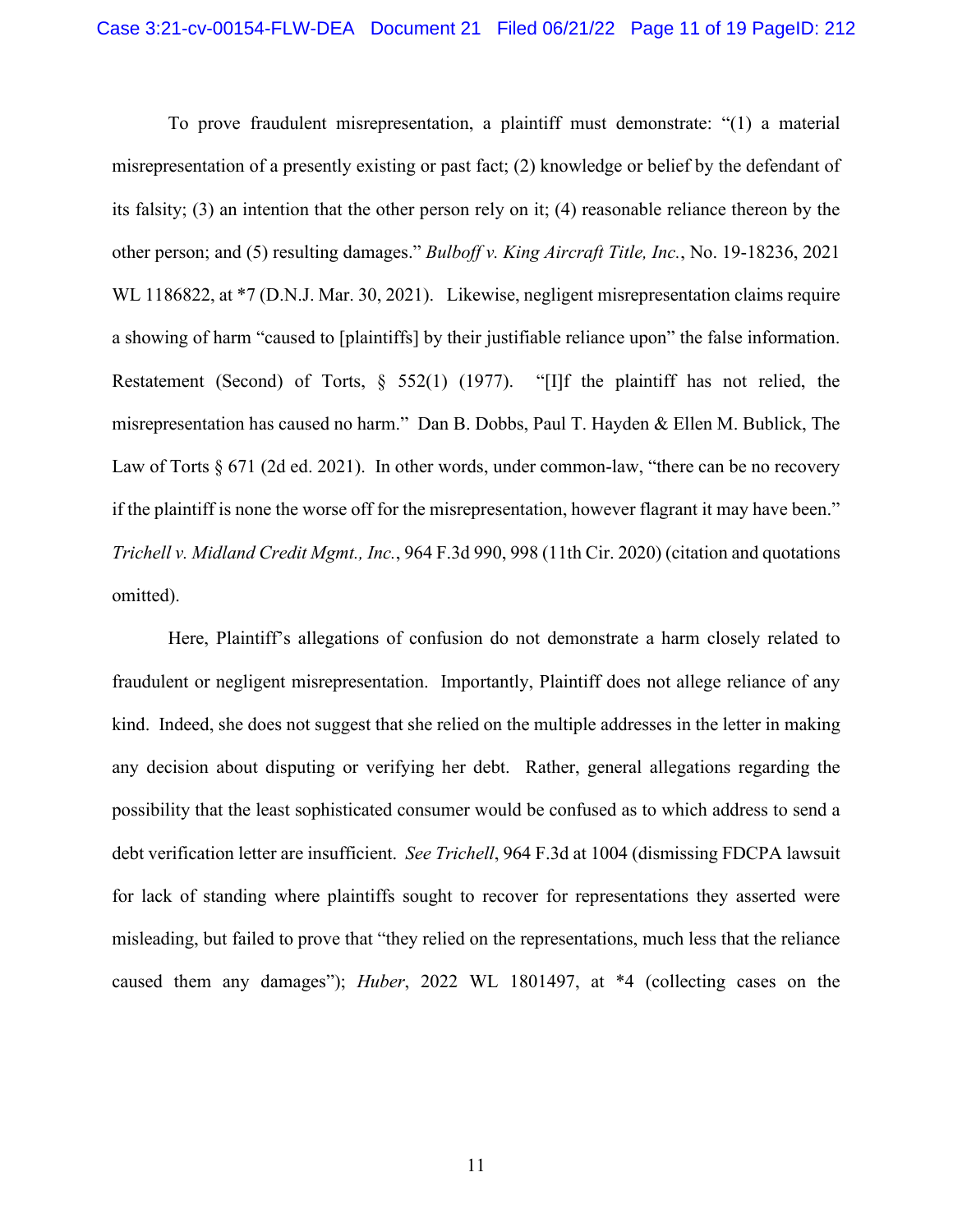To prove fraudulent misrepresentation, a plaintiff must demonstrate: "(1) a material misrepresentation of a presently existing or past fact; (2) knowledge or belief by the defendant of its falsity; (3) an intention that the other person rely on it; (4) reasonable reliance thereon by the other person; and (5) resulting damages." *Bulboff v. King Aircraft Title, Inc.*, No. 19-18236, 2021 WL 1186822, at *7 (D.N.J. Mar. 30, 2021). Likewise, negligent misrepresentation claims require a showing of harm "caused to [plaintiffs] by their justifiable reliance upon" the false information. Restatement (Second) of Torts, § 552(1) (1977). "[I]f the plaintiff has not relied, the misrepresentation has caused no harm." Dan B. Dobbs, Paul T. Hayden & Ellen M. Bublick, The Law of Torts § 671 (2d ed. 2021). In other words, under common-law, "there can be no recovery if the plaintiff is none the worse off for the misrepresentation, however flagrant it may have been." *Trichell v. Midland Credit Mgmt., Inc.*, 964 F.3d 990, 998 (11th Cir. 2020) (citation and quotations omitted).

Here, Plaintiff's allegations of confusion do not demonstrate a harm closely related to fraudulent or negligent misrepresentation. Importantly, Plaintiff does not allege reliance of any kind. Indeed, she does not suggest that she relied on the multiple addresses in the letter in making any decision about disputing or verifying her debt. Rather, general allegations regarding the possibility that the least sophisticated consumer would be confused as to which address to send a debt verification letter are insufficient. *See Trichell*, 964 F.3d at 1004 (dismissing FDCPA lawsuit for lack of standing where plaintiffs sought to recover for representations they asserted were misleading, but failed to prove that "they relied on the representations, much less that the reliance caused them any damages"); *Huber*, 2022 WL 1801497, at *4 (collecting cases on the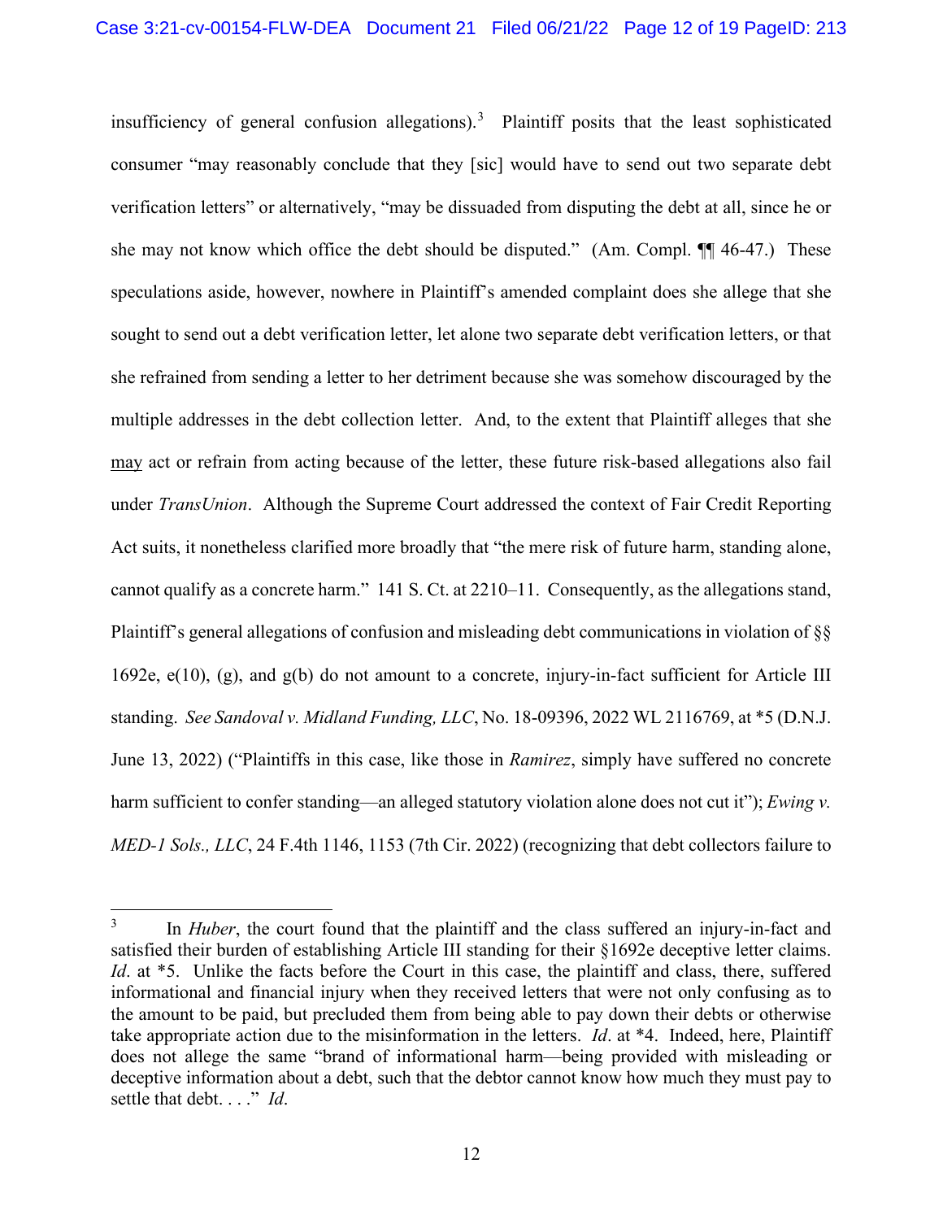insufficiency of general confusion allegations).[3] Plaintiff posits that the least sophisticated consumer "may reasonably conclude that they [sic] would have to send out two separate debt verification letters" or alternatively, "may be dissuaded from disputing the debt at all, since he or she may not know which office the debt should be disputed." (Am. Compl. ¶¶ 46-47.) These speculations aside, however, nowhere in Plaintiff's amended complaint does she allege that she sought to send out a debt verification letter, let alone two separate debt verification letters, or that she refrained from sending a letter to her detriment because she was somehow discouraged by the multiple addresses in the debt collection letter. And, to the extent that Plaintiff alleges that she <u>may</u> act or refrain from acting because of the letter, these future risk-based allegations also fail under *TransUnion*. Although the Supreme Court addressed the context of Fair Credit Reporting Act suits, it nonetheless clarified more broadly that "the mere risk of future harm, standing alone, cannot qualify as a concrete harm." 141 S. Ct. at 2210–11. Consequently, as the allegations stand, Plaintiff's general allegations of confusion and misleading debt communications in violation of §§ 1692e, e(10), (g), and g(b) do not amount to a concrete, injury-in-fact sufficient for Article III standing. *See Sandoval v. Midland Funding, LLC*, No. 18-09396, 2022 WL 2116769, at *5 (D.N.J. June 13, 2022) ("Plaintiffs in this case, like those in *Ramirez*, simply have suffered no concrete harm sufficient to confer standing—an alleged statutory violation alone does not cut it"); *Ewing v. MED-1 Sols., LLC*, 24 F.4th 1146, 1153 (7th Cir. 2022) (recognizing that debt collectors failure to

---

[3] In *Huber*, the court found that the plaintiff and the class suffered an injury-in-fact and satisfied their burden of establishing Article III standing for their §1692e deceptive letter claims. *Id*. at *5. Unlike the facts before the Court in this case, the plaintiff and class, there, suffered informational and financial injury when they received letters that were not only confusing as to the amount to be paid, but precluded them from being able to pay down their debts or otherwise take appropriate action due to the misinformation in the letters. *Id*. at *4. Indeed, here, Plaintiff does not allege the same "brand of informational harm—being provided with misleading or deceptive information about a debt, such that the debtor cannot know how much they must pay to settle that debt. . . ." *Id*.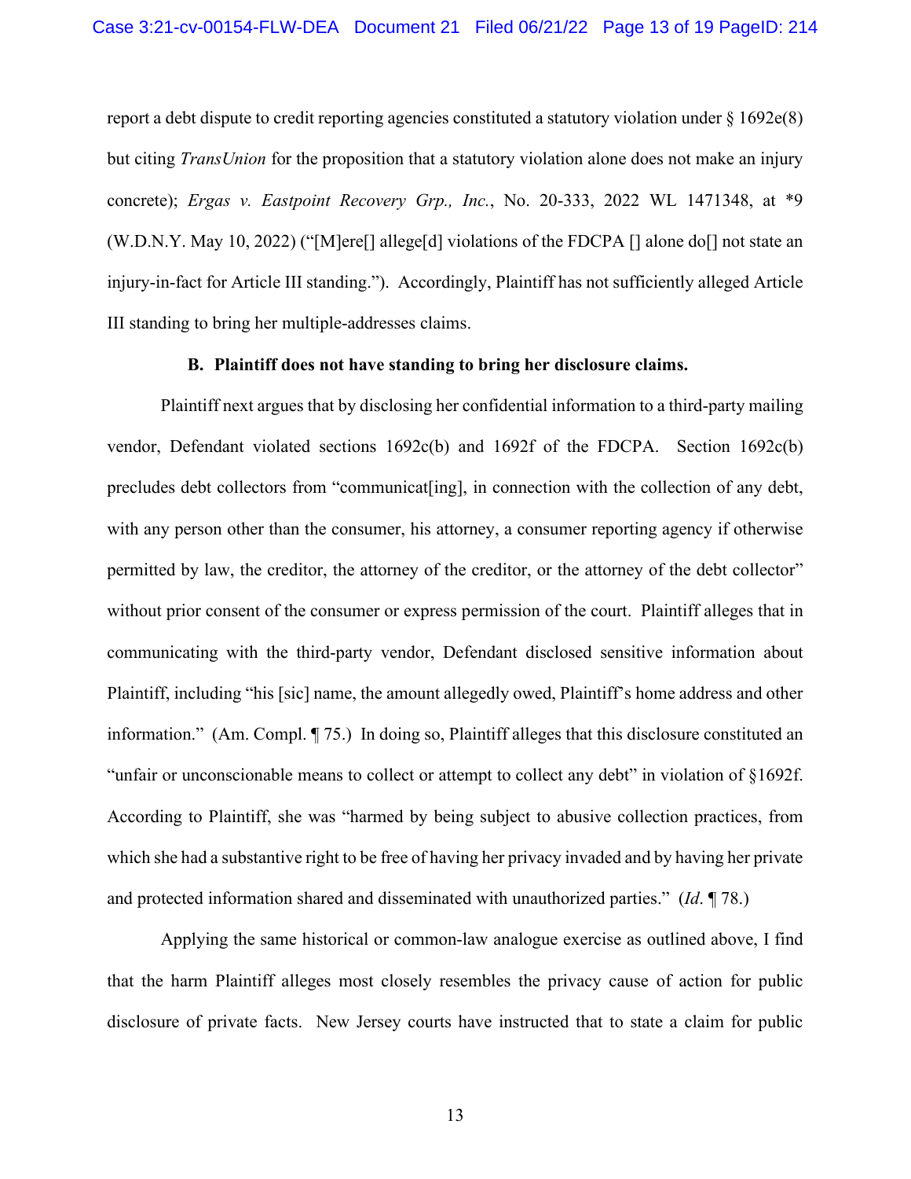report a debt dispute to credit reporting agencies constituted a statutory violation under § 1692e(8) but citing *TransUnion* for the proposition that a statutory violation alone does not make an injury concrete); *Ergas v. Eastpoint Recovery Grp., Inc.*, No. 20-333, 2022 WL 1471348, at *9 (W.D.N.Y. May 10, 2022) ("[M]ere[] allege[d] violations of the FDCPA [] alone do[] not state an injury-in-fact for Article III standing."). Accordingly, Plaintiff has not sufficiently alleged Article III standing to bring her multiple-addresses claims.

**B. Plaintiff does not have standing to bring her disclosure claims.**

Plaintiff next argues that by disclosing her confidential information to a third-party mailing vendor, Defendant violated sections 1692c(b) and 1692f of the FDCPA. Section 1692c(b) precludes debt collectors from "communicat[ing], in connection with the collection of any debt, with any person other than the consumer, his attorney, a consumer reporting agency if otherwise permitted by law, the creditor, the attorney of the creditor, or the attorney of the debt collector" without prior consent of the consumer or express permission of the court. Plaintiff alleges that in communicating with the third-party vendor, Defendant disclosed sensitive information about Plaintiff, including "his [sic] name, the amount allegedly owed, Plaintiff's home address and other information." (Am. Compl. ¶ 75.) In doing so, Plaintiff alleges that this disclosure constituted an "unfair or unconscionable means to collect or attempt to collect any debt" in violation of §1692f. According to Plaintiff, she was "harmed by being subject to abusive collection practices, from which she had a substantive right to be free of having her privacy invaded and by having her private and protected information shared and disseminated with unauthorized parties." (*Id*. ¶ 78.)

Applying the same historical or common-law analogue exercise as outlined above, I find that the harm Plaintiff alleges most closely resembles the privacy cause of action for public disclosure of private facts. New Jersey courts have instructed that to state a claim for public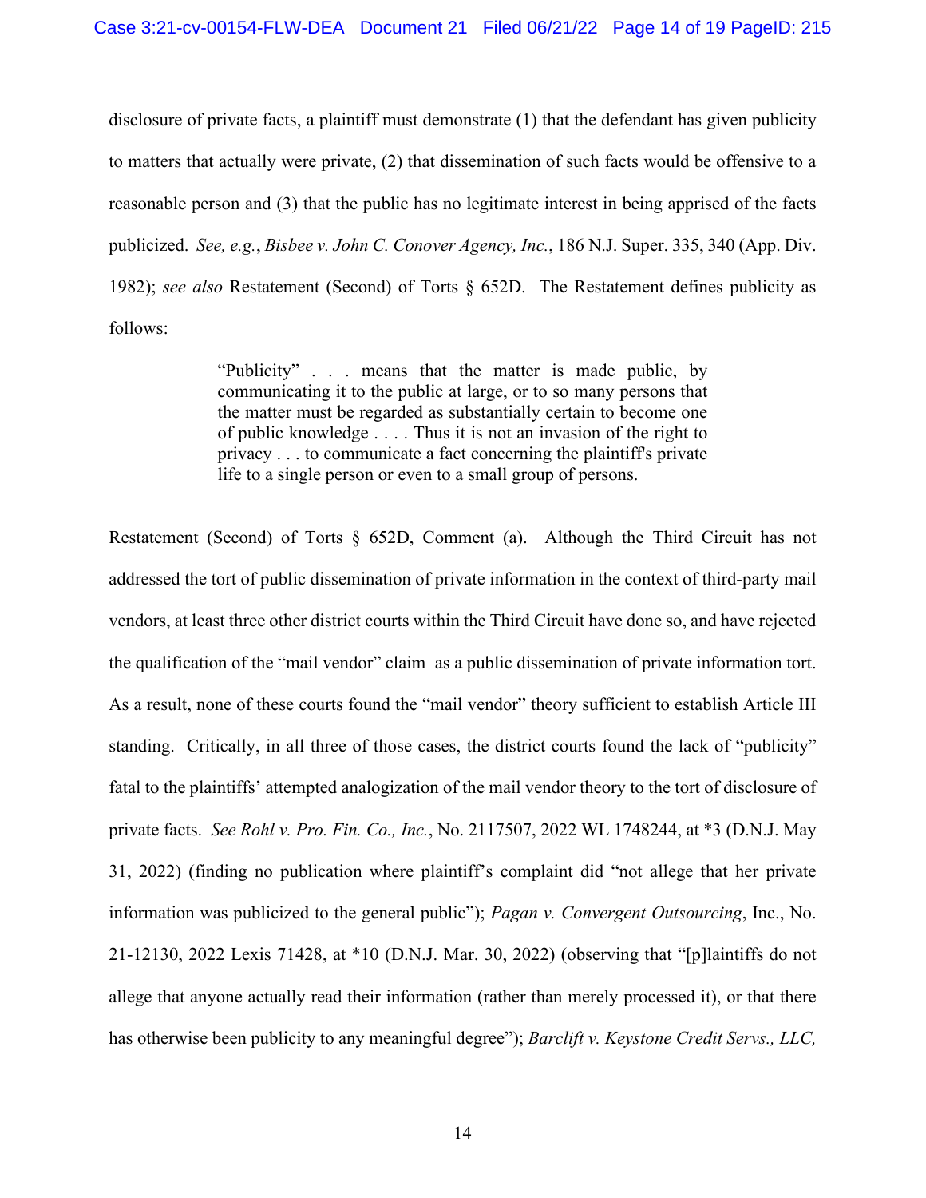disclosure of private facts, a plaintiff must demonstrate (1) that the defendant has given publicity to matters that actually were private, (2) that dissemination of such facts would be offensive to a reasonable person and (3) that the public has no legitimate interest in being apprised of the facts publicized. *See, e.g.*, *Bisbee v. John C. Conover Agency, Inc.*, 186 N.J. Super. 335, 340 (App. Div. 1982); *see also* Restatement (Second) of Torts § 652D. The Restatement defines publicity as follows:

> "Publicity" . . . means that the matter is made public, by communicating it to the public at large, or to so many persons that the matter must be regarded as substantially certain to become one of public knowledge . . . . Thus it is not an invasion of the right to privacy . . . to communicate a fact concerning the plaintiff's private life to a single person or even to a small group of persons.

Restatement (Second) of Torts § 652D, Comment (a). Although the Third Circuit has not addressed the tort of public dissemination of private information in the context of third-party mail vendors, at least three other district courts within the Third Circuit have done so, and have rejected the qualification of the "mail vendor" claim as a public dissemination of private information tort. As a result, none of these courts found the "mail vendor" theory sufficient to establish Article III standing. Critically, in all three of those cases, the district courts found the lack of "publicity" fatal to the plaintiffs' attempted analogization of the mail vendor theory to the tort of disclosure of private facts. *See Rohl v. Pro. Fin. Co., Inc.*, No. 2117507, 2022 WL 1748244, at *3 (D.N.J. May 31, 2022) (finding no publication where plaintiff's complaint did "not allege that her private information was publicized to the general public"); *Pagan v. Convergent Outsourcing*, Inc., No. 21-12130, 2022 Lexis 71428, at *10 (D.N.J. Mar. 30, 2022) (observing that "[p]laintiffs do not allege that anyone actually read their information (rather than merely processed it), or that there has otherwise been publicity to any meaningful degree"); *Barclift v. Keystone Credit Servs., LLC,*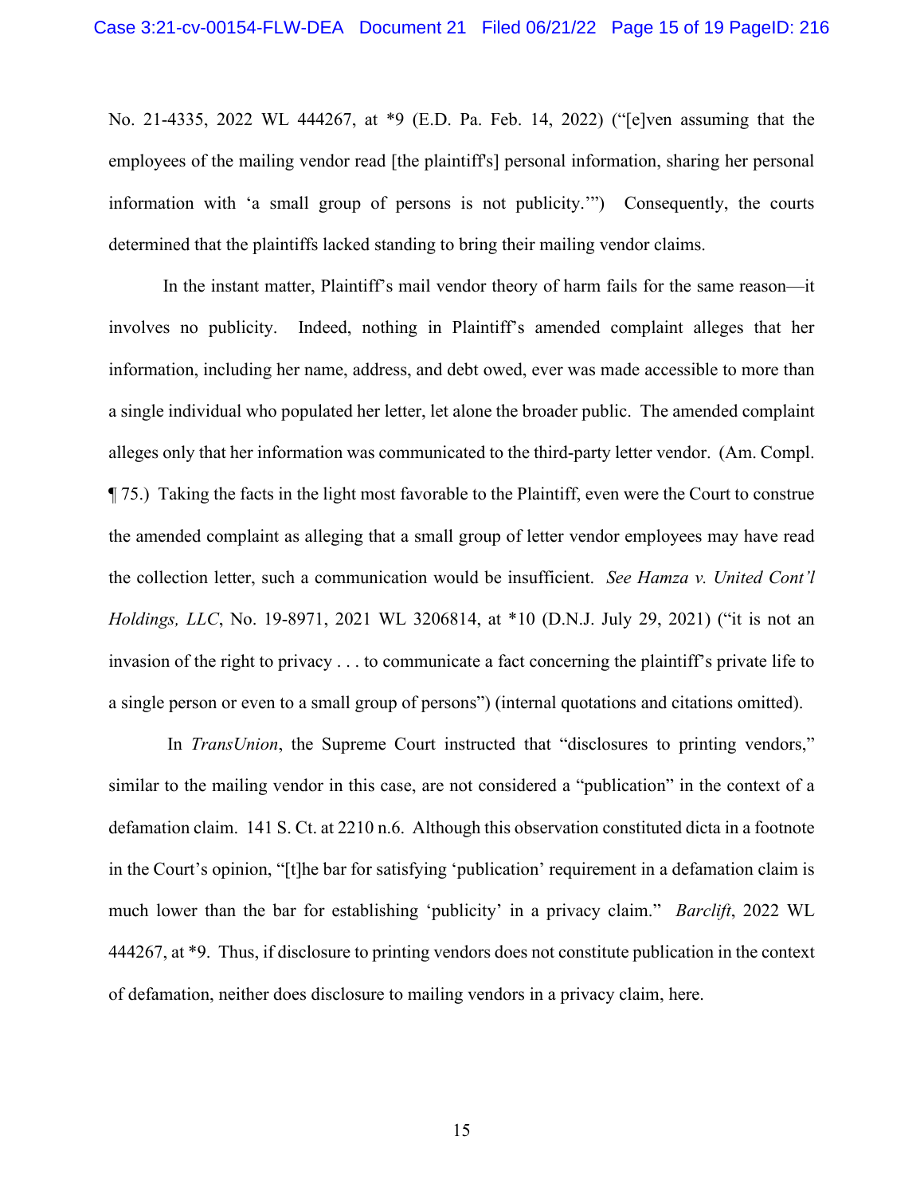No. 21-4335, 2022 WL 444267, at *9 (E.D. Pa. Feb. 14, 2022) ("[e]ven assuming that the employees of the mailing vendor read [the plaintiff's] personal information, sharing her personal information with 'a small group of persons is not publicity.'") Consequently, the courts determined that the plaintiffs lacked standing to bring their mailing vendor claims.

In the instant matter, Plaintiff's mail vendor theory of harm fails for the same reason—it involves no publicity. Indeed, nothing in Plaintiff's amended complaint alleges that her information, including her name, address, and debt owed, ever was made accessible to more than a single individual who populated her letter, let alone the broader public. The amended complaint alleges only that her information was communicated to the third-party letter vendor. (Am. Compl. ¶ 75.) Taking the facts in the light most favorable to the Plaintiff, even were the Court to construe the amended complaint as alleging that a small group of letter vendor employees may have read the collection letter, such a communication would be insufficient. *See Hamza v. United Cont'l Holdings, LLC*, No. 19-8971, 2021 WL 3206814, at *10 (D.N.J. July 29, 2021) ("it is not an invasion of the right to privacy . . . to communicate a fact concerning the plaintiff's private life to a single person or even to a small group of persons") (internal quotations and citations omitted).

In *TransUnion*, the Supreme Court instructed that "disclosures to printing vendors," similar to the mailing vendor in this case, are not considered a "publication" in the context of a defamation claim. 141 S. Ct. at 2210 n.6. Although this observation constituted dicta in a footnote in the Court's opinion, "[t]he bar for satisfying 'publication' requirement in a defamation claim is much lower than the bar for establishing 'publicity' in a privacy claim." *Barclift*, 2022 WL 444267, at *9. Thus, if disclosure to printing vendors does not constitute publication in the context of defamation, neither does disclosure to mailing vendors in a privacy claim, here.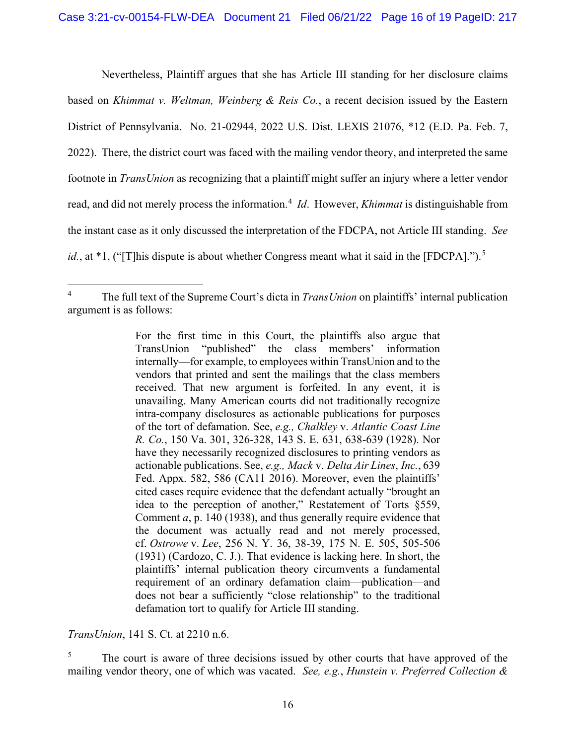Nevertheless, Plaintiff argues that she has Article III standing for her disclosure claims based on *Khimmat v. Weltman, Weinberg & Reis Co.*, a recent decision issued by the Eastern District of Pennsylvania. No. 21-02944, 2022 U.S. Dist. LEXIS 21076, *12 (E.D. Pa. Feb. 7, 2022). There, the district court was faced with the mailing vendor theory, and interpreted the same footnote in *TransUnion* as recognizing that a plaintiff might suffer an injury where a letter vendor read, and did not merely process the information.[4] *Id*. However, *Khimmat* is distinguishable from the instant case as it only discussed the interpretation of the FDCPA, not Article III standing. *See id.*, at *1, ("[T]his dispute is about whether Congress meant what it said in the [FDCPA].").[5]

---

[4] The full text of the Supreme Court's dicta in *TransUnion* on plaintiffs' internal publication argument is as follows:

> For the first time in this Court, the plaintiffs also argue that TransUnion "published" the class members' information internally—for example, to employees within TransUnion and to the vendors that printed and sent the mailings that the class members received. That new argument is forfeited. In any event, it is unavailing. Many American courts did not traditionally recognize intra-company disclosures as actionable publications for purposes of the tort of defamation. See, *e.g., Chalkley* v. *Atlantic Coast Line R. Co.*, 150 Va. 301, 326-328, 143 S. E. 631, 638-639 (1928). Nor have they necessarily recognized disclosures to printing vendors as actionable publications. See, *e.g., Mack* v. *Delta Air Lines*, *Inc.*, 639 Fed. Appx. 582, 586 (CA11 2016). Moreover, even the plaintiffs' cited cases require evidence that the defendant actually "brought an idea to the perception of another," Restatement of Torts §559, Comment *a*, p. 140 (1938), and thus generally require evidence that the document was actually read and not merely processed, cf. *Ostrowe* v. *Lee*, 256 N. Y. 36, 38-39, 175 N. E. 505, 505-506 (1931) (Cardozo, C. J.). That evidence is lacking here. In short, the plaintiffs' internal publication theory circumvents a fundamental requirement of an ordinary defamation claim—publication—and does not bear a sufficiently "close relationship" to the traditional defamation tort to qualify for Article III standing.

*TransUnion*, 141 S. Ct. at 2210 n.6.

[5] The court is aware of three decisions issued by other courts that have approved of the mailing vendor theory, one of which was vacated. *See, e.g.*, *Hunstein v. Preferred Collection &*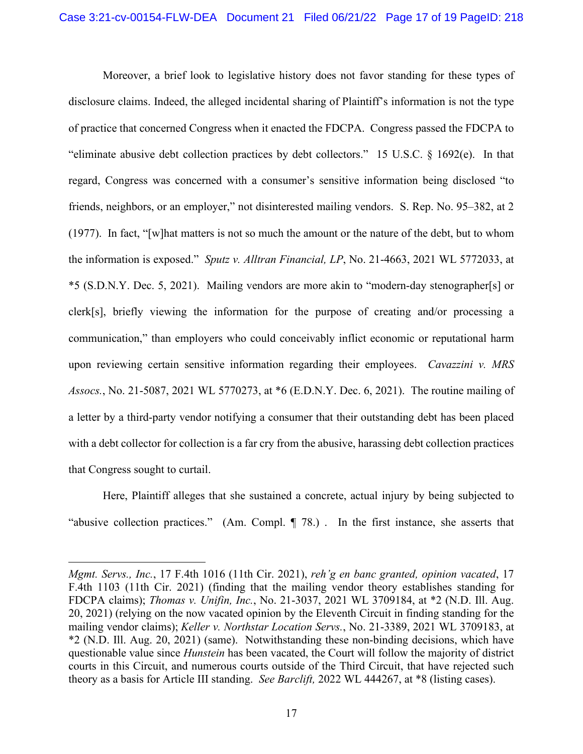Moreover, a brief look to legislative history does not favor standing for these types of disclosure claims. Indeed, the alleged incidental sharing of Plaintiff's information is not the type of practice that concerned Congress when it enacted the FDCPA. Congress passed the FDCPA to "eliminate abusive debt collection practices by debt collectors." 15 U.S.C. § 1692(e). In that regard, Congress was concerned with a consumer's sensitive information being disclosed "to friends, neighbors, or an employer," not disinterested mailing vendors. S. Rep. No. 95–382, at 2 (1977). In fact, "[w]hat matters is not so much the amount or the nature of the debt, but to whom the information is exposed." *Sputz v. Alltran Financial, LP*, No. 21-4663, 2021 WL 5772033, at *5 (S.D.N.Y. Dec. 5, 2021). Mailing vendors are more akin to "modern-day stenographer[s] or clerk[s], briefly viewing the information for the purpose of creating and/or processing a communication," than employers who could conceivably inflict economic or reputational harm upon reviewing certain sensitive information regarding their employees. *Cavazzini v. MRS Assocs.*, No. 21-5087, 2021 WL 5770273, at *6 (E.D.N.Y. Dec. 6, 2021). The routine mailing of a letter by a third-party vendor notifying a consumer that their outstanding debt has been placed with a debt collector for collection is a far cry from the abusive, harassing debt collection practices that Congress sought to curtail.

Here, Plaintiff alleges that she sustained a concrete, actual injury by being subjected to "abusive collection practices." (Am. Compl. ¶ 78.) . In the first instance, she asserts that

---

*Mgmt. Servs., Inc.*, 17 F.4th 1016 (11th Cir. 2021), *reh'g en banc granted, opinion vacated*, 17 F.4th 1103 (11th Cir. 2021) (finding that the mailing vendor theory establishes standing for FDCPA claims); *Thomas v. Unifin, Inc.*, No. 21-3037, 2021 WL 3709184, at *2 (N.D. Ill. Aug. 20, 2021) (relying on the now vacated opinion by the Eleventh Circuit in finding standing for the mailing vendor claims); *Keller v. Northstar Location Servs.*, No. 21-3389, 2021 WL 3709183, at *2 (N.D. Ill. Aug. 20, 2021) (same). Notwithstanding these non-binding decisions, which have questionable value since *Hunstein* has been vacated, the Court will follow the majority of district courts in this Circuit, and numerous courts outside of the Third Circuit, that have rejected such theory as a basis for Article III standing. *See Barclift,* 2022 WL 444267, at *8 (listing cases).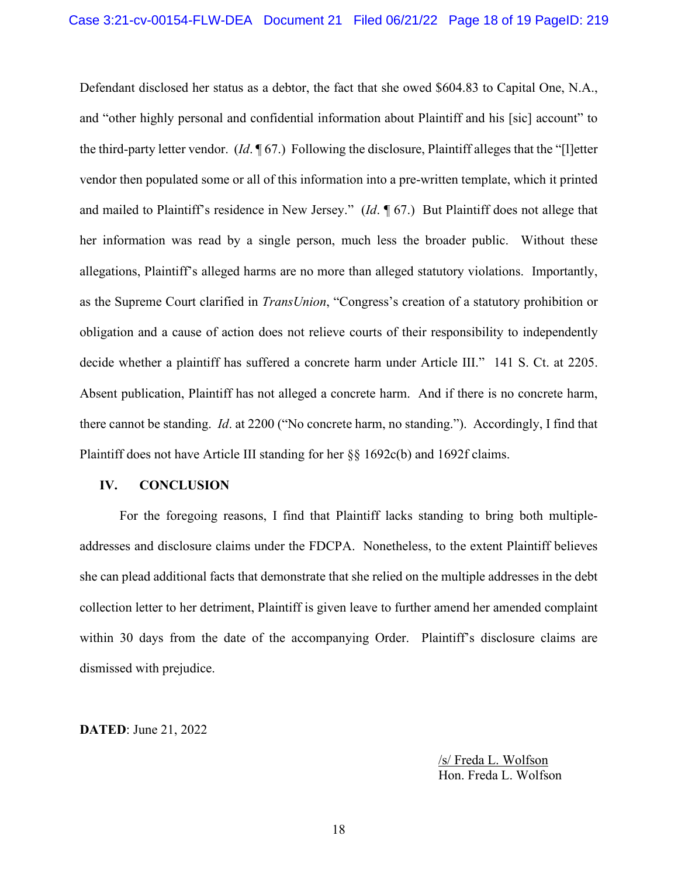Defendant disclosed her status as a debtor, the fact that she owed $604.83 to Capital One, N.A., and "other highly personal and confidential information about Plaintiff and his [sic] account" to the third-party letter vendor. (*Id*. ¶ 67.) Following the disclosure, Plaintiff alleges that the "[l]etter vendor then populated some or all of this information into a pre-written template, which it printed and mailed to Plaintiff's residence in New Jersey." (*Id*. ¶ 67.) But Plaintiff does not allege that her information was read by a single person, much less the broader public. Without these allegations, Plaintiff's alleged harms are no more than alleged statutory violations. Importantly, as the Supreme Court clarified in *TransUnion*, "Congress's creation of a statutory prohibition or obligation and a cause of action does not relieve courts of their responsibility to independently decide whether a plaintiff has suffered a concrete harm under Article III." 141 S. Ct. at 2205. Absent publication, Plaintiff has not alleged a concrete harm. And if there is no concrete harm, there cannot be standing. *Id*. at 2200 ("No concrete harm, no standing."). Accordingly, I find that Plaintiff does not have Article III standing for her §§ 1692c(b) and 1692f claims.

## IV. CONCLUSION

For the foregoing reasons, I find that Plaintiff lacks standing to bring both multiple-addresses and disclosure claims under the FDCPA. Nonetheless, to the extent Plaintiff believes she can plead additional facts that demonstrate that she relied on the multiple addresses in the debt collection letter to her detriment, Plaintiff is given leave to further amend her amended complaint within 30 days from the date of the accompanying Order. Plaintiff's disclosure claims are dismissed with prejudice.

**DATED**: June 21, 2022

/s/ Freda L. Wolfson
Hon. Freda L. Wolfson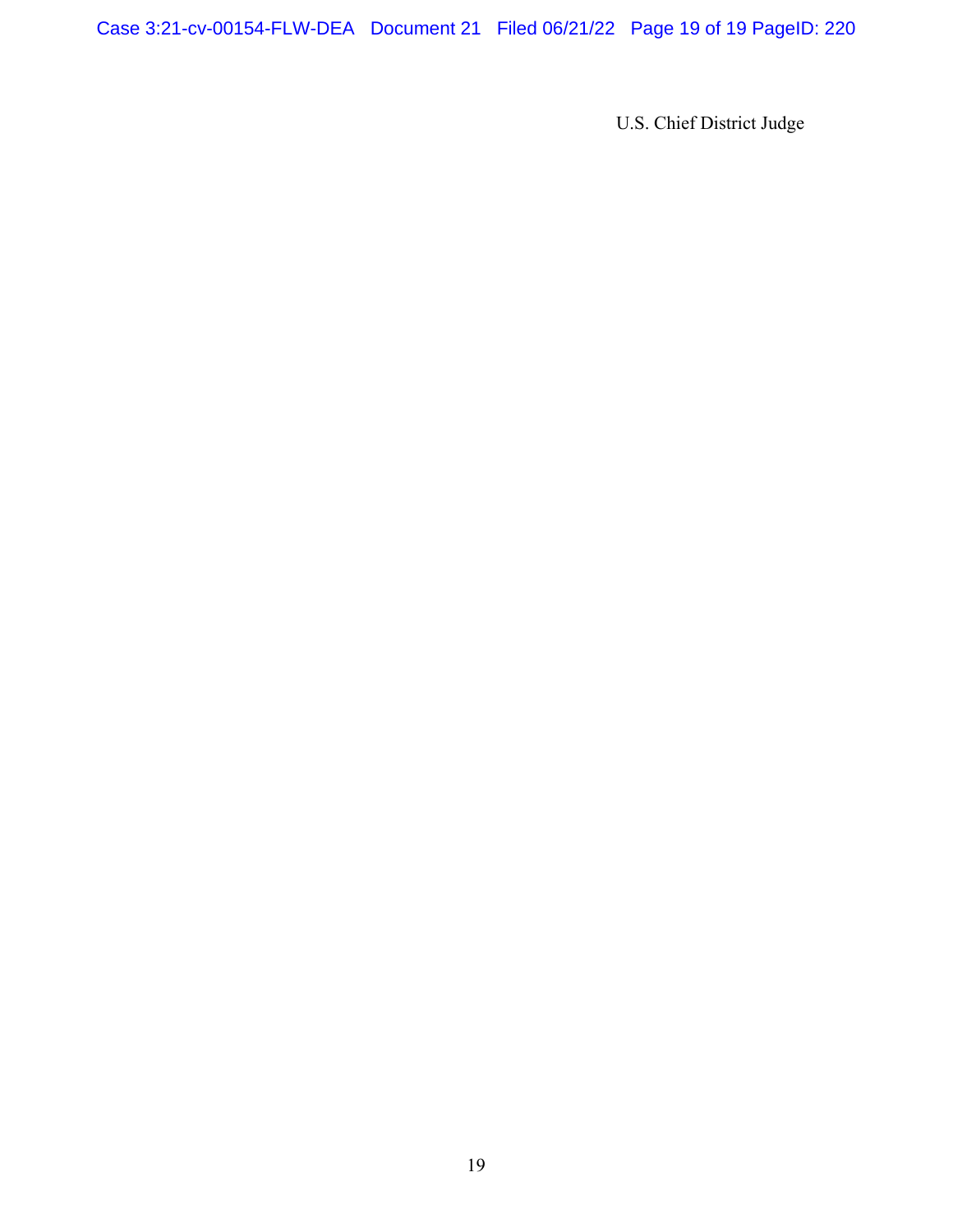U.S. Chief District Judge